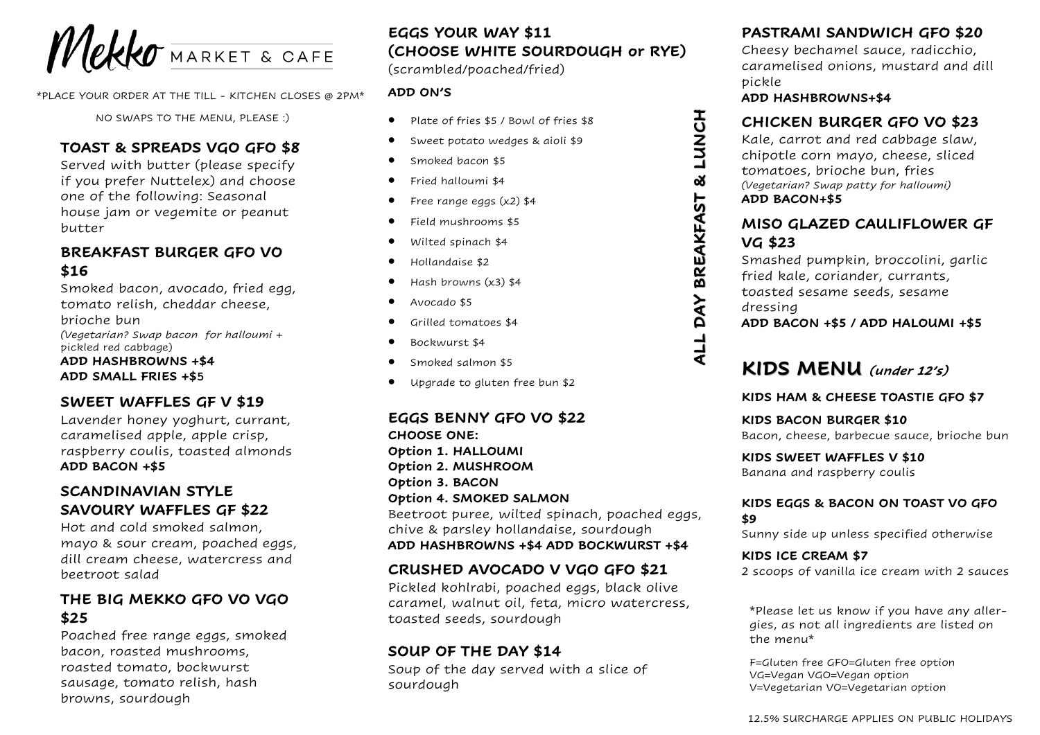# Mekko MARKET & CAFE

*PLACE YOUR ORDER AT THE TILL - KITCHEN CLOSES @ 2PM*

NO SWAPS TO THE MENU, PLEASE :)

## ALL DAY BREAKFAST & LUNCH

### TOAST & SPREADS VGO GFO $8

Served with butter (please specify if you prefer Nuttelex) and choose one of the following: Seasonal house jam or vegemite or peanut butter

### BREAKFAST BURGER GFO VO $16

Smoked bacon, avocado, fried egg, tomato relish, cheddar cheese, brioche bun

*(Vegetarian? Swap bacon for halloumi + pickled red cabbage)*

**ADD HASHBROWNS +$4**
**ADD SMALL FRIES +$5**

### SWEET WAFFLES GF V $19

Lavender honey yoghurt, currant, caramelised apple, apple crisp, raspberry coulis, toasted almonds

**ADD BACON +$5**

### SCANDINAVIAN STYLE SAVOURY WAFFLES GF $22

Hot and cold smoked salmon, mayo & sour cream, poached eggs, dill cream cheese, watercress and beetroot salad

### THE BIG MEKKO GFO VO VGO $25

Poached free range eggs, smoked bacon, roasted mushrooms, roasted tomato, bockwurst sausage, tomato relish, hash browns, sourdough

### EGGS YOUR WAY $11 (CHOOSE WHITE SOURDOUGH or RYE)

(scrambled/poached/fried)

**ADD ON'S**

- Plate of fries $5 / Bowl of fries $8
- Sweet potato wedges & aioli $9
- Smoked bacon $5
- Fried halloumi $4
- Free range eggs (x2) $4
- Field mushrooms $5
- Wilted spinach $4
- Hollandaise $2
- Hash browns (x3) $4
- Avocado $5
- Grilled tomatoes $4
- Bockwurst $4
- Smoked salmon $5
- Upgrade to gluten free bun $2

### EGGS BENNY GFO VO $22

**CHOOSE ONE:**
**Option 1. HALLOUMI**
**Option 2. MUSHROOM**
**Option 3. BACON**
**Option 4. SMOKED SALMON**

Beetroot puree, wilted spinach, poached eggs, chive & parsley hollandaise, sourdough

**ADD HASHBROWNS +$4 ADD BOCKWURST +$4**

### CRUSHED AVOCADO V VGO GFO $21

Pickled kohlrabi, poached eggs, black olive caramel, walnut oil, feta, micro watercress, toasted seeds, sourdough

### SOUP OF THE DAY $14

Soup of the day served with a slice of sourdough

### PASTRAMI SANDWICH GFO $20

Cheesy bechamel sauce, radicchio, caramelised onions, mustard and dill pickle

**ADD HASHBROWNS+$4**

### CHICKEN BURGER GFO VO $23

Kale, carrot and red cabbage slaw, chipotle corn mayo, cheese, sliced tomatoes, brioche bun, fries

*(Vegetarian? Swap patty for halloumi)*

**ADD BACON+$5**

### MISO GLAZED CAULIFLOWER GF VG $23

Smashed pumpkin, broccolini, garlic fried kale, coriander, currants, toasted sesame seeds, sesame dressing

**ADD BACON +$5 / ADD HALOUMI +$5**

## KIDS MENU *(under 12's)*

**KIDS HAM & CHEESE TOASTIE GFO $7**

**KIDS BACON BURGER $10**
Bacon, cheese, barbecue sauce, brioche bun

**KIDS SWEET WAFFLES V $10**
Banana and raspberry coulis

**KIDS EGGS & BACON ON TOAST VO GFO $9**
Sunny side up unless specified otherwise

**KIDS ICE CREAM $7**
2 scoops of vanilla ice cream with 2 sauces

*Please let us know if you have any allergies, as not all ingredients are listed on the menu*

F=Gluten free GFO=Gluten free option
VG=Vegan VGO=Vegan option
V=Vegetarian VO=Vegetarian option

12.5% SURCHARGE APPLIES ON PUBLIC HOLIDAYS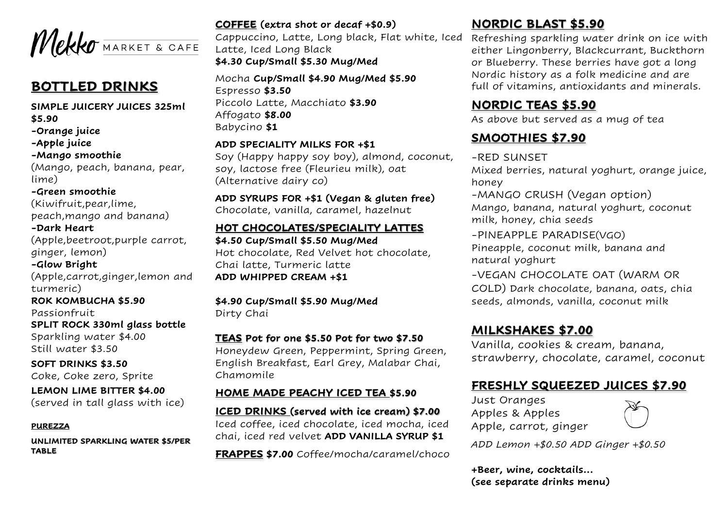Mekko MARKET & CAFE

## BOTTLED DRINKS

**SIMPLE JUICERY JUICES 325ml $5.90**

**-Orange juice**

**-Apple juice**

**-Mango smoothie**

(Mango, peach, banana, pear, lime)

**-Green smoothie**

(Kiwifruit,pear,lime, peach,mango and banana)

**-Dark Heart**

(Apple,beetroot,purple carrot, ginger, lemon)

**-Glow Bright**

(Apple,carrot,ginger,lemon and turmeric)

**ROK KOMBUCHA $5.90**

Passionfruit

**SPLIT ROCK 330ml glass bottle**

Sparkling water $4.00

Still water $3.50

**SOFT DRINKS $3.50**

Coke, Coke zero, Sprite

**LEMON LIME BITTER $4.00**

(served in tall glass with ice)

**PUREZZA**

**UNLIMITED SPARKLING WATER $5/PER TABLE**

## COFFEE (extra shot or decaf +$0.9)

Cappuccino, Latte, Long black, Flat white, Iced Latte, Iced Long Black

**$4.30 Cup/Small $5.30 Mug/Med**

Mocha **Cup/Small $4.90 Mug/Med $5.90**

Espresso **$3.50**

Piccolo Latte, Macchiato **$3.90**

Affogato **$8.00**

Babycino **$1**

**ADD SPECIALITY MILKS FOR +$1**

Soy (Happy happy soy boy), almond, coconut, soy, lactose free (Fleurieu milk), oat (Alternative dairy co)

**ADD SYRUPS FOR +$1 (Vegan & gluten free)**

Chocolate, vanilla, caramel, hazelnut

## HOT CHOCOLATES/SPECIALITY LATTES

**$4.50 Cup/Small $5.50 Mug/Med**

Hot chocolate, Red Velvet hot chocolate, Chai latte, Turmeric latte

**ADD WHIPPED CREAM +$1**

**$4.90 Cup/Small $5.90 Mug/Med**

Dirty Chai

## TEAS Pot for one $5.50 Pot for two $7.50

Honeydew Green, Peppermint, Spring Green, English Breakfast, Earl Grey, Malabar Chai, Chamomile

## HOME MADE PEACHY ICED TEA $5.90

## ICED DRINKS (served with ice cream) $7.00

Iced coffee, iced chocolate, iced mocha, iced chai, iced red velvet **ADD VANILLA SYRUP $1**

**FRAPPES $7.00** Coffee/mocha/caramel/choco

## NORDIC BLAST $5.90

Refreshing sparkling water drink on ice with either Lingonberry, Blackcurrant, Buckthorn or Blueberry. These berries have got a long Nordic history as a folk medicine and are full of vitamins, antioxidants and minerals.

## NORDIC TEAS $5.90

As above but served as a mug of tea

## SMOOTHIES $7.90

-RED SUNSET

Mixed berries, natural yoghurt, orange juice, honey

-MANGO CRUSH (Vegan option)

Mango, banana, natural yoghurt, coconut milk, honey, chia seeds

-PINEAPPLE PARADISE(VGO)

Pineapple, coconut milk, banana and natural yoghurt

-VEGAN CHOCOLATE OAT (WARM OR COLD) Dark chocolate, banana, oats, chia seeds, almonds, vanilla, coconut milk

## MILKSHAKES $7.00

Vanilla, cookies & cream, banana, strawberry, chocolate, caramel, coconut

## FRESHLY SQUEEZED JUICES $7.90

Just Oranges

Apples & Apples

Apple, carrot, ginger

*ADD Lemon +$0.50 ADD Ginger +$0.50*

**+Beer, wine, cocktails...**
**(see separate drinks menu)**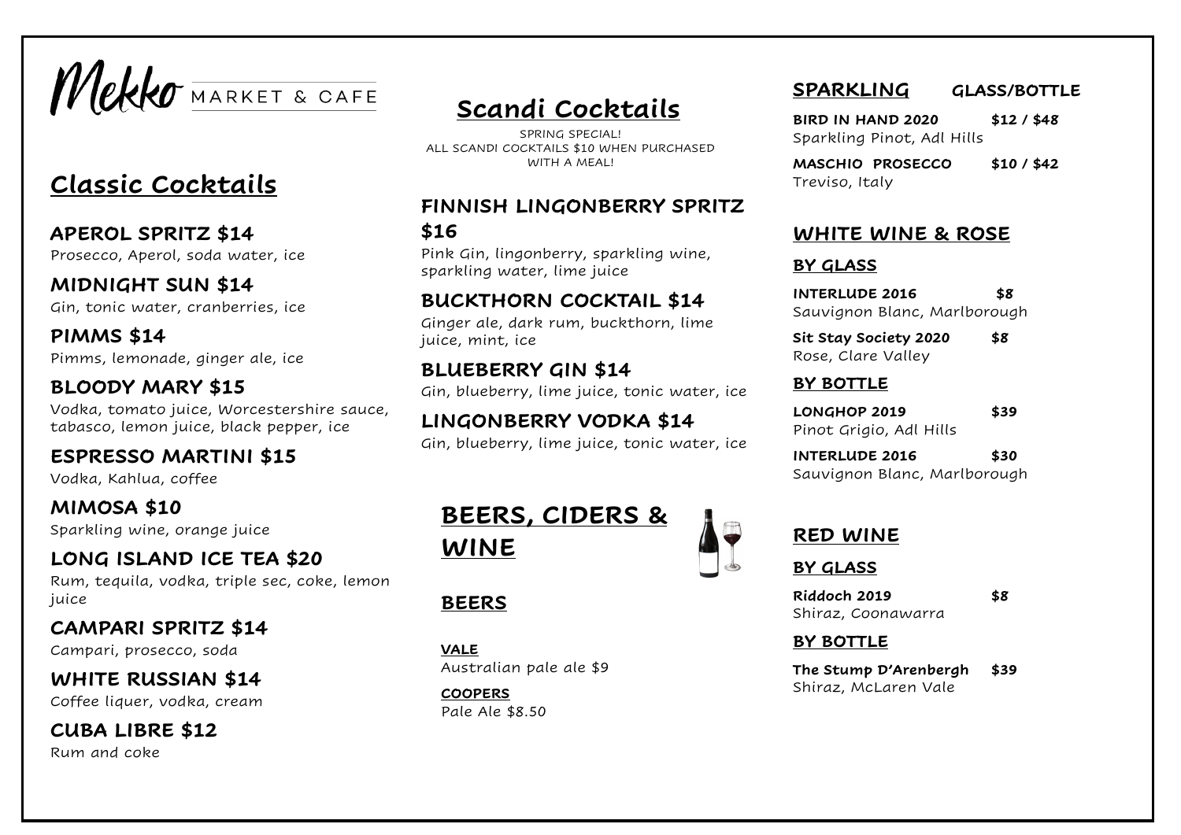Mekko MARKET & CAFE

## Classic Cocktails

**APEROL SPRITZ $14**
Prosecco, Aperol, soda water, ice

**MIDNIGHT SUN $14**
Gin, tonic water, cranberries, ice

**PIMMS $14**
Pimms, lemonade, ginger ale, ice

**BLOODY MARY $15**
Vodka, tomato juice, Worcestershire sauce, tabasco, lemon juice, black pepper, ice

**ESPRESSO MARTINI $15**
Vodka, Kahlua, coffee

**MIMOSA $10**
Sparkling wine, orange juice

**LONG ISLAND ICE TEA $20**
Rum, tequila, vodka, triple sec, coke, lemon juice

**CAMPARI SPRITZ $14**
Campari, prosecco, soda

**WHITE RUSSIAN $14**
Coffee liquer, vodka, cream

**CUBA LIBRE $12**
Rum and coke

## Scandi Cocktails

SPRING SPECIAL!
ALL SCANDI COCKTAILS $10 WHEN PURCHASED WITH A MEAL!

**FINNISH LINGONBERRY SPRITZ $16**
Pink Gin, lingonberry, sparkling wine, sparkling water, lime juice

**BUCKTHORN COCKTAIL $14**
Ginger ale, dark rum, buckthorn, lime juice, mint, ice

**BLUEBERRY GIN $14**
Gin, blueberry, lime juice, tonic water, ice

**LINGONBERRY VODKA $14**
Gin, blueberry, lime juice, tonic water, ice

## BEERS, CIDERS & WINE

### BEERS

**VALE**
Australian pale ale $9

**COOPERS**
Pale Ale $8.50

### SPARKLING GLASS/BOTTLE

**BIRD IN HAND 2020** $12 / $48
Sparkling Pinot, Adl Hills

**MASCHIO PROSECCO** $10 / $42
Treviso, Italy

### WHITE WINE & ROSE

**BY GLASS**

**INTERLUDE 2016** $8
Sauvignon Blanc, Marlborough

**Sit Stay Society 2020** $8
Rose, Clare Valley

**BY BOTTLE**

**LONGHOP 2019** $39
Pinot Grigio, Adl Hills

**INTERLUDE 2016** $30
Sauvignon Blanc, Marlborough

### RED WINE

**BY GLASS**

**Riddoch 2019** $8
Shiraz, Coonawarra

**BY BOTTLE**

**The Stump D'Arenbergh** $39
Shiraz, McLaren Vale